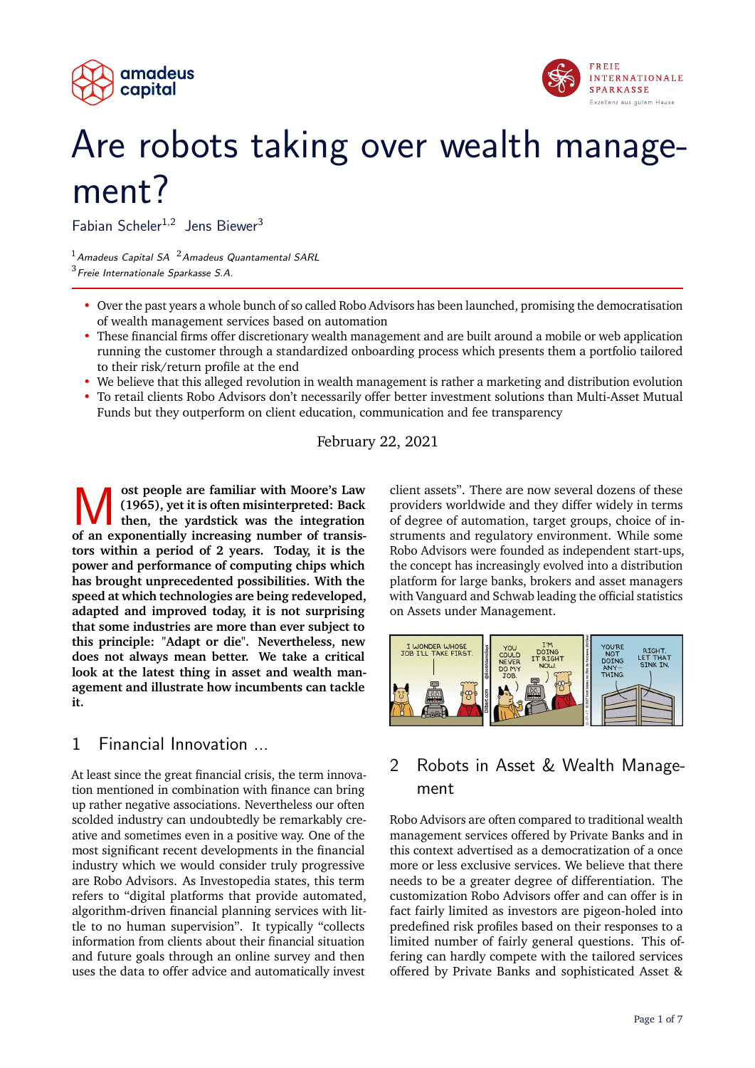# Are robots taking over wealth management?

Fabian Scheler[1,2] Jens Biewer[3]

[1] *Amadeus Capital SA* [2] *Amadeus Quantamental SARL*
[3] *Freie Internationale Sparkasse S.A.*

- Over the past years a whole bunch of so called Robo Advisors has been launched, promising the democratisation of wealth management services based on automation
- These financial firms offer discretionary wealth management and are built around a mobile or web application running the customer through a standardized onboarding process which presents them a portfolio tailored to their risk/return profile at the end
- We believe that this alleged revolution in wealth management is rather a marketing and distribution evolution
- To retail clients Robo Advisors don't necessarily offer better investment solutions than Multi-Asset Mutual Funds but they outperform on client education, communication and fee transparency

February 22, 2021

**Most people are familiar with Moore's Law (1965), yet it is often misinterpreted: Back then, the yardstick was the integration of an exponentially increasing number of transistors within a period of 2 years. Today, it is the power and performance of computing chips which has brought unprecedented possibilities. With the speed at which technologies are being redeveloped, adapted and improved today, it is not surprising that some industries are more than ever subject to this principle: "Adapt or die". Nevertheless, new does not always mean better. We take a critical look at the latest thing in asset and wealth management and illustrate how incumbents can tackle it.**

## 1 Financial Innovation ...

At least since the great financial crisis, the term innovation mentioned in combination with finance can bring up rather negative associations. Nevertheless our often scolded industry can undoubtedly be remarkably creative and sometimes even in a positive way. One of the most significant recent developments in the financial industry which we would consider truly progressive are Robo Advisors. As Investopedia states, this term refers to "digital platforms that provide automated, algorithm-driven financial planning services with little to no human supervision". It typically "collects information from clients about their financial situation and future goals through an online survey and then uses the data to offer advice and automatically invest client assets". There are now several dozens of these providers worldwide and they differ widely in terms of degree of automation, target groups, choice of instruments and regulatory environment. While some Robo Advisors were founded as independent start-ups, the concept has increasingly evolved into a distribution platform for large banks, brokers and asset managers with Vanguard and Schwab leading the official statistics on Assets under Management.

## 2 Robots in Asset & Wealth Management

Robo Advisors are often compared to traditional wealth management services offered by Private Banks and in this context advertised as a democratization of a once more or less exclusive services. We believe that there needs to be a greater degree of differentiation. The customization Robo Advisors offer and can offer is in fact fairly limited as investors are pigeon-holed into predefined risk profiles based on their responses to a limited number of fairly general questions. This offering can hardly compete with the tailored services offered by Private Banks and sophisticated Asset &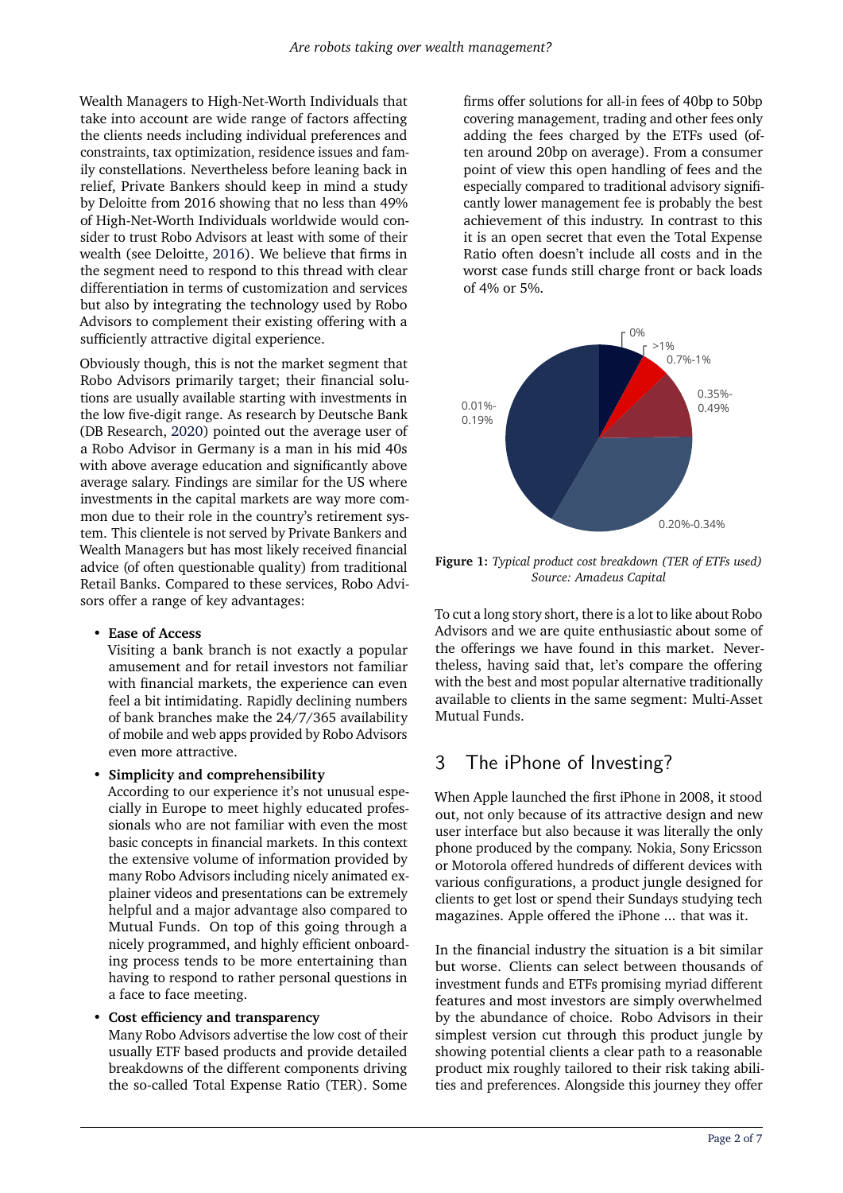Wealth Managers to High-Net-Worth Individuals that take into account are wide range of factors affecting the clients needs including individual preferences and constraints, tax optimization, residence issues and family constellations. Nevertheless before leaning back in relief, Private Bankers should keep in mind a study by Deloitte from 2016 showing that no less than 49% of High-Net-Worth Individuals worldwide would consider to trust Robo Advisors at least with some of their wealth (see Deloitte, 2016). We believe that firms in the segment need to respond to this thread with clear differentiation in terms of customization and services but also by integrating the technology used by Robo Advisors to complement their existing offering with a sufficiently attractive digital experience.

Obviously though, this is not the market segment that Robo Advisors primarily target; their financial solutions are usually available starting with investments in the low five-digit range. As research by Deutsche Bank (DB Research, 2020) pointed out the average user of a Robo Advisor in Germany is a man in his mid 40s with above average education and significantly above average salary. Findings are similar for the US where investments in the capital markets are way more common due to their role in the country's retirement system. This clientele is not served by Private Bankers and Wealth Managers but has most likely received financial advice (of often questionable quality) from traditional Retail Banks. Compared to these services, Robo Advisors offer a range of key advantages:

- **Ease of Access**
  Visiting a bank branch is not exactly a popular amusement and for retail investors not familiar with financial markets, the experience can even feel a bit intimidating. Rapidly declining numbers of bank branches make the 24/7/365 availability of mobile and web apps provided by Robo Advisors even more attractive.
- **Simplicity and comprehensibility**
  According to our experience it's not unusual especially in Europe to meet highly educated professionals who are not familiar with even the most basic concepts in financial markets. In this context the extensive volume of information provided by many Robo Advisors including nicely animated explainer videos and presentations can be extremely helpful and a major advantage also compared to Mutual Funds. On top of this going through a nicely programmed, and highly efficient onboarding process tends to be more entertaining than having to respond to rather personal questions in a face to face meeting.
- **Cost efficiency and transparency**
  Many Robo Advisors advertise the low cost of their usually ETF based products and provide detailed breakdowns of the different components driving the so-called Total Expense Ratio (TER). Some firms offer solutions for all-in fees of 40bp to 50bp covering management, trading and other fees only adding the fees charged by the ETFs used (often around 20bp on average). From a consumer point of view this open handling of fees and the especially compared to traditional advisory significantly lower management fee is probably the best achievement of this industry. In contrast to this it is an open secret that even the Total Expense Ratio often doesn't include all costs and in the worst case funds still charge front or back loads of 4% or 5%.

**Figure 1:** *Typical product cost breakdown (TER of ETFs used)*
*Source: Amadeus Capital*

To cut a long story short, there is a lot to like about Robo Advisors and we are quite enthusiastic about some of the offerings we have found in this market. Nevertheless, having said that, let's compare the offering with the best and most popular alternative traditionally available to clients in the same segment: Multi-Asset Mutual Funds.

## 3 The iPhone of Investing?

When Apple launched the first iPhone in 2008, it stood out, not only because of its attractive design and new user interface but also because it was literally the only phone produced by the company. Nokia, Sony Ericsson or Motorola offered hundreds of different devices with various configurations, a product jungle designed for clients to get lost or spend their Sundays studying tech magazines. Apple offered the iPhone ... that was it.

In the financial industry the situation is a bit similar but worse. Clients can select between thousands of investment funds and ETFs promising myriad different features and most investors are simply overwhelmed by the abundance of choice. Robo Advisors in their simplest version cut through this product jungle by showing potential clients a clear path to a reasonable product mix roughly tailored to their risk taking abilities and preferences. Alongside this journey they offer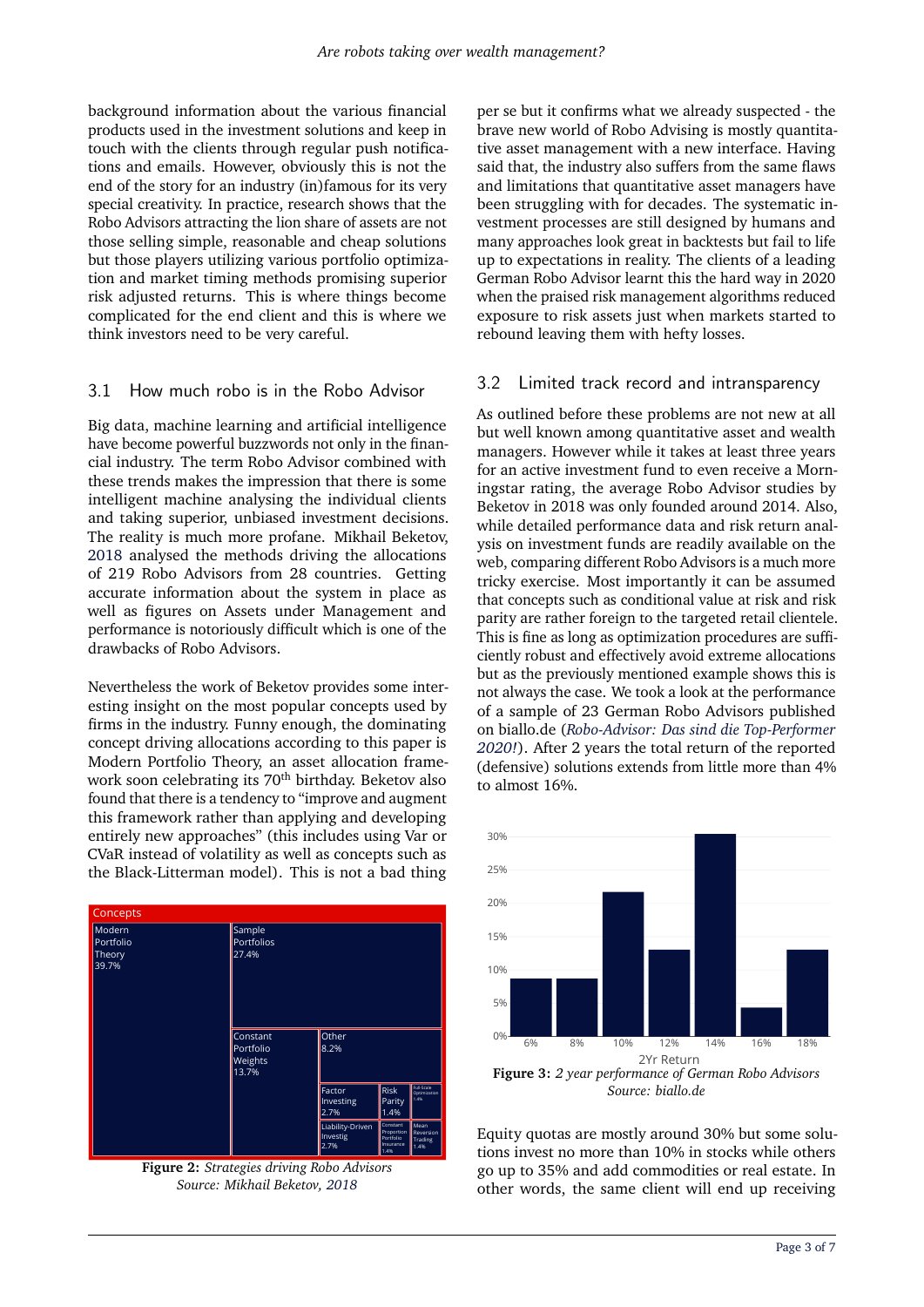background information about the various financial products used in the investment solutions and keep in touch with the clients through regular push notifications and emails. However, obviously this is not the end of the story for an industry (in)famous for its very special creativity. In practice, research shows that the Robo Advisors attracting the lion share of assets are not those selling simple, reasonable and cheap solutions but those players utilizing various portfolio optimization and market timing methods promising superior risk adjusted returns. This is where things become complicated for the end client and this is where we think investors need to be very careful.

## 3.1 How much robo is in the Robo Advisor

Big data, machine learning and artificial intelligence have become powerful buzzwords not only in the financial industry. The term Robo Advisor combined with these trends makes the impression that there is some intelligent machine analysing the individual clients and taking superior, unbiased investment decisions. The reality is much more profane. Mikhail Beketov, 2018 analysed the methods driving the allocations of 219 Robo Advisors from 28 countries. Getting accurate information about the system in place as well as figures on Assets under Management and performance is notoriously difficult which is one of the drawbacks of Robo Advisors.

Nevertheless the work of Beketov provides some interesting insight on the most popular concepts used by firms in the industry. Funny enough, the dominating concept driving allocations according to this paper is Modern Portfolio Theory, an asset allocation framework soon celebrating its 70th birthday. Beketov also found that there is a tendency to "improve and augment this framework rather than applying and developing entirely new approaches" (this includes using Var or CVaR instead of volatility as well as concepts such as the Black-Litterman model). This is not a bad thing per se but it confirms what we already suspected - the brave new world of Robo Advising is mostly quantitative asset management with a new interface. Having said that, the industry also suffers from the same flaws and limitations that quantitative asset managers have been struggling with for decades. The systematic investment processes are still designed by humans and many approaches look great in backtests but fail to life up to expectations in reality. The clients of a leading German Robo Advisor learnt this the hard way in 2020 when the praised risk management algorithms reduced exposure to risk assets just when markets started to rebound leaving them with hefty losses.

**Figure 2:** *Strategies driving Robo Advisors*
*Source: Mikhail Beketov, 2018*

## 3.2 Limited track record and intransparency

As outlined before these problems are not new at all but well known among quantitative asset and wealth managers. However while it takes at least three years for an active investment fund to even receive a Morningstar rating, the average Robo Advisor studies by Beketov in 2018 was only founded around 2014. Also, while detailed performance data and risk return analysis on investment funds are readily available on the web, comparing different Robo Advisors is a much more tricky exercise. Most importantly it can be assumed that concepts such as conditional value at risk and risk parity are rather foreign to the targeted retail clientele. This is fine as long as optimization procedures are sufficiently robust and effectively avoid extreme allocations but as the previously mentioned example shows this is not always the case. We took a look at the performance of a sample of 23 German Robo Advisors published on biallo.de (*Robo-Advisor: Das sind die Top-Performer 2020!*). After 2 years the total return of the reported (defensive) solutions extends from little more than 4% to almost 16%.

**Figure 3:** *2 year performance of German Robo Advisors*
*Source: biallo.de*

Equity quotas are mostly around 30% but some solutions invest no more than 10% in stocks while others go up to 35% and add commodities or real estate. In other words, the same client will end up receiving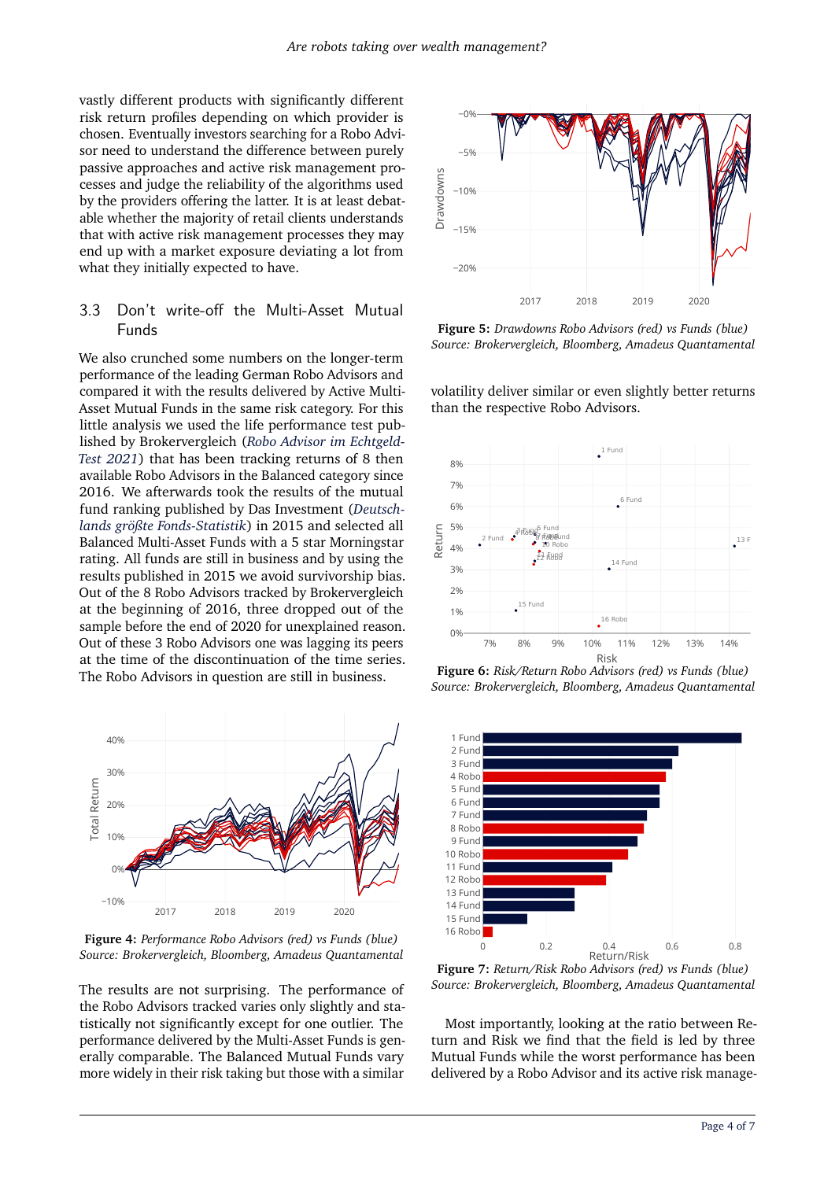vastly different products with significantly different risk return profiles depending on which provider is chosen. Eventually investors searching for a Robo Advisor need to understand the difference between purely passive approaches and active risk management processes and judge the reliability of the algorithms used by the providers offering the latter. It is also debatable whether the majority of retail clients understands that with active risk management processes they may end up with a market exposure deviating a lot from what they initially expected to have.

### 3.3 Don't write-off the Multi-Asset Mutual Funds

We also crunched some numbers on the longer-term performance of the leading German Robo Advisors and compared it with the results delivered by Active Multi-Asset Mutual Funds in the same risk category. For this little analysis we used the life performance test published by Brokervergleich (*Robo Advisor im Echtgeld-Test 2021*) that has been tracking returns of 8 then available Robo Advisors in the Balanced category since 2016. We afterwards took the results of the mutual fund ranking published by Das Investment (*Deutschlands größte Fonds-Statistik*) in 2015 and selected all Balanced Multi-Asset Funds with a 5 star Morningstar rating. All funds are still in business and by using the results published in 2015 we avoid survivorship bias. Out of the 8 Robo Advisors tracked by Brokervergleich at the beginning of 2016, three dropped out of the sample before the end of 2020 for unexplained reason. Out of these 3 Robo Advisors one was lagging its peers at the time of the discontinuation of the time series. The Robo Advisors in question are still in business.

**Figure 4:** *Performance Robo Advisors (red) vs Funds (blue)*
*Source: Brokervergleich, Bloomberg, Amadeus Quantamental*

The results are not surprising. The performance of the Robo Advisors tracked varies only slightly and statistically not significantly except for one outlier. The performance delivered by the Multi-Asset Funds is generally comparable. The Balanced Mutual Funds vary more widely in their risk taking but those with a similar volatility deliver similar or even slightly better returns than the respective Robo Advisors.

**Figure 5:** *Drawdowns Robo Advisors (red) vs Funds (blue)*
*Source: Brokervergleich, Bloomberg, Amadeus Quantamental*

**Figure 6:** *Risk/Return Robo Advisors (red) vs Funds (blue)*
*Source: Brokervergleich, Bloomberg, Amadeus Quantamental*

**Figure 7:** *Return/Risk Robo Advisors (red) vs Funds (blue)*
*Source: Brokervergleich, Bloomberg, Amadeus Quantamental*

Most importantly, looking at the ratio between Return and Risk we find that the field is led by three Mutual Funds while the worst performance has been delivered by a Robo Advisor and its active risk manage-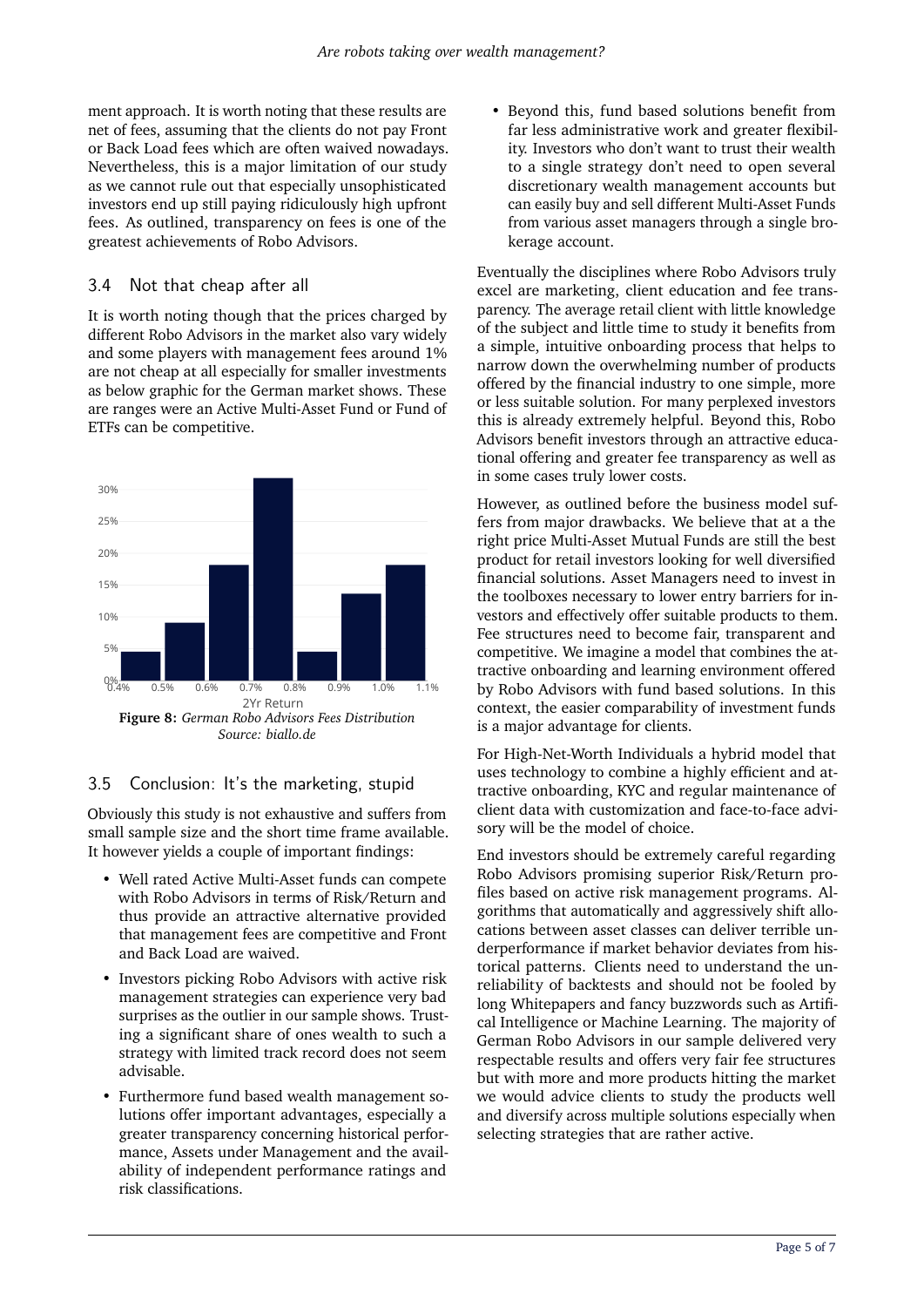ment approach. It is worth noting that these results are net of fees, assuming that the clients do not pay Front or Back Load fees which are often waived nowadays. Nevertheless, this is a major limitation of our study as we cannot rule out that especially unsophisticated investors end up still paying ridiculously high upfront fees. As outlined, transparency on fees is one of the greatest achievements of Robo Advisors.

### 3.4 Not that cheap after all

It is worth noting though that the prices charged by different Robo Advisors in the market also vary widely and some players with management fees around 1% are not cheap at all especially for smaller investments as below graphic for the German market shows. These are ranges were an Active Multi-Asset Fund or Fund of ETFs can be competitive.

**Figure 8:** *German Robo Advisors Fees Distribution*
*Source: biallo.de*

### 3.5 Conclusion: It's the marketing, stupid

Obviously this study is not exhaustive and suffers from small sample size and the short time frame available. It however yields a couple of important findings:

- Well rated Active Multi-Asset funds can compete with Robo Advisors in terms of Risk/Return and thus provide an attractive alternative provided that management fees are competitive and Front and Back Load are waived.
- Investors picking Robo Advisors with active risk management strategies can experience very bad surprises as the outlier in our sample shows. Trusting a significant share of ones wealth to such a strategy with limited track record does not seem advisable.
- Furthermore fund based wealth management solutions offer important advantages, especially a greater transparency concerning historical performance, Assets under Management and the availability of independent performance ratings and risk classifications.
- Beyond this, fund based solutions benefit from far less administrative work and greater flexibility. Investors who don't want to trust their wealth to a single strategy don't need to open several discretionary wealth management accounts but can easily buy and sell different Multi-Asset Funds from various asset managers through a single brokerage account.

Eventually the disciplines where Robo Advisors truly excel are marketing, client education and fee transparency. The average retail client with little knowledge of the subject and little time to study it benefits from a simple, intuitive onboarding process that helps to narrow down the overwhelming number of products offered by the financial industry to one simple, more or less suitable solution. For many perplexed investors this is already extremely helpful. Beyond this, Robo Advisors benefit investors through an attractive educational offering and greater fee transparency as well as in some cases truly lower costs.

However, as outlined before the business model suffers from major drawbacks. We believe that at a the right price Multi-Asset Mutual Funds are still the best product for retail investors looking for well diversified financial solutions. Asset Managers need to invest in the toolboxes necessary to lower entry barriers for investors and effectively offer suitable products to them. Fee structures need to become fair, transparent and competitive. We imagine a model that combines the attractive onboarding and learning environment offered by Robo Advisors with fund based solutions. In this context, the easier comparability of investment funds is a major advantage for clients.

For High-Net-Worth Individuals a hybrid model that uses technology to combine a highly efficient and attractive onboarding, KYC and regular maintenance of client data with customization and face-to-face advisory will be the model of choice.

End investors should be extremely careful regarding Robo Advisors promising superior Risk/Return profiles based on active risk management programs. Algorithms that automatically and aggressively shift allocations between asset classes can deliver terrible underperformance if market behavior deviates from historical patterns. Clients need to understand the unreliability of backtests and should not be fooled by long Whitepapers and fancy buzzwords such as Artifical Intelligence or Machine Learning. The majority of German Robo Advisors in our sample delivered very respectable results and offers very fair fee structures but with more and more products hitting the market we would advice clients to study the products well and diversify across multiple solutions especially when selecting strategies that are rather active.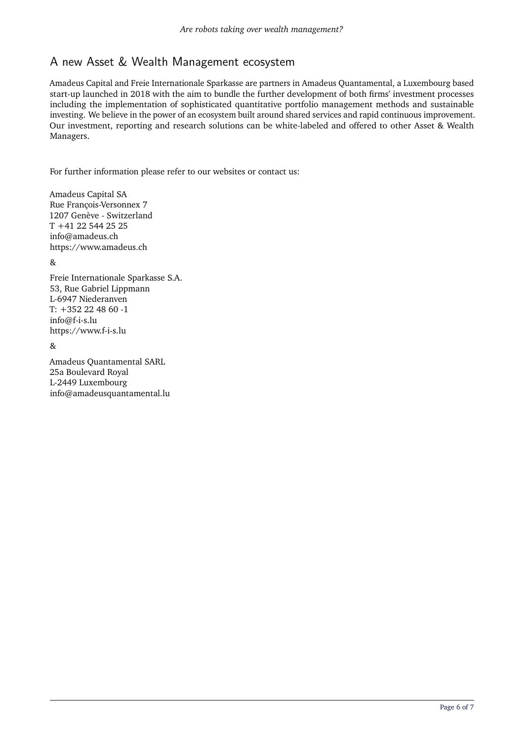## A new Asset & Wealth Management ecosystem

Amadeus Capital and Freie Internationale Sparkasse are partners in Amadeus Quantamental, a Luxembourg based start-up launched in 2018 with the aim to bundle the further development of both firms' investment processes including the implementation of sophisticated quantitative portfolio management methods and sustainable investing. We believe in the power of an ecosystem built around shared services and rapid continuous improvement. Our investment, reporting and research solutions can be white-labeled and offered to other Asset & Wealth Managers.

For further information please refer to our websites or contact us:

Amadeus Capital SA
Rue François-Versonnex 7
1207 Genève - Switzerland
T +41 22 544 25 25
info@amadeus.ch
https://www.amadeus.ch

&

Freie Internationale Sparkasse S.A.
53, Rue Gabriel Lippmann
L-6947 Niederanven
T: +352 22 48 60 -1
info@f-i-s.lu
https://www.f-i-s.lu

&

Amadeus Quantamental SARL
25a Boulevard Royal
L-2449 Luxembourg
info@amadeusquantamental.lu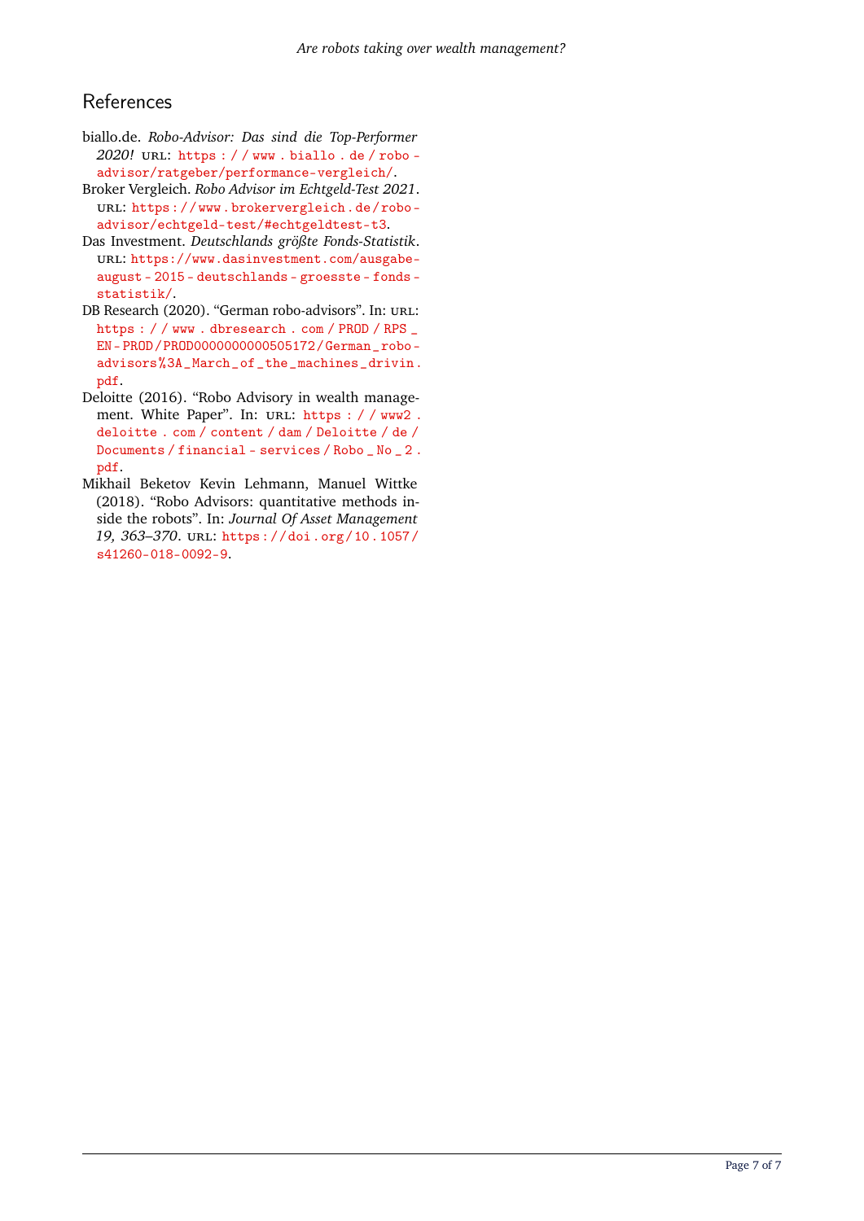## References

biallo.de. *Robo-Advisor: Das sind die Top-Performer 2020!* URL: https://www.biallo.de/robo-advisor/ratgeber/performance-vergleich/.

Broker Vergleich. *Robo Advisor im Echtgeld-Test 2021*. URL: https://www.brokervergleich.de/robo-advisor/echtgeld-test/#echtgeldtest-t3.

Das Investment. *Deutschlands größte Fonds-Statistik*. URL: https://www.dasinvestment.com/ausgabe-august-2015-deutschlands-groesste-fonds-statistik/.

DB Research (2020). "German robo-advisors". In: URL: https://www.dbresearch.com/PROD/RPS_EN-PROD/PROD0000000000505172/German_robo-advisors%3A_March_of_the_machines_drivin.pdf.

Deloitte (2016). "Robo Advisory in wealth management. White Paper". In: URL: https://www2.deloitte.com/content/dam/Deloitte/de/Documents/financial-services/Robo_No_2.pdf.

Mikhail Beketov Kevin Lehmann, Manuel Wittke (2018). "Robo Advisors: quantitative methods inside the robots". In: *Journal Of Asset Management 19, 363–370*. URL: https://doi.org/10.1057/s41260-018-0092-9.